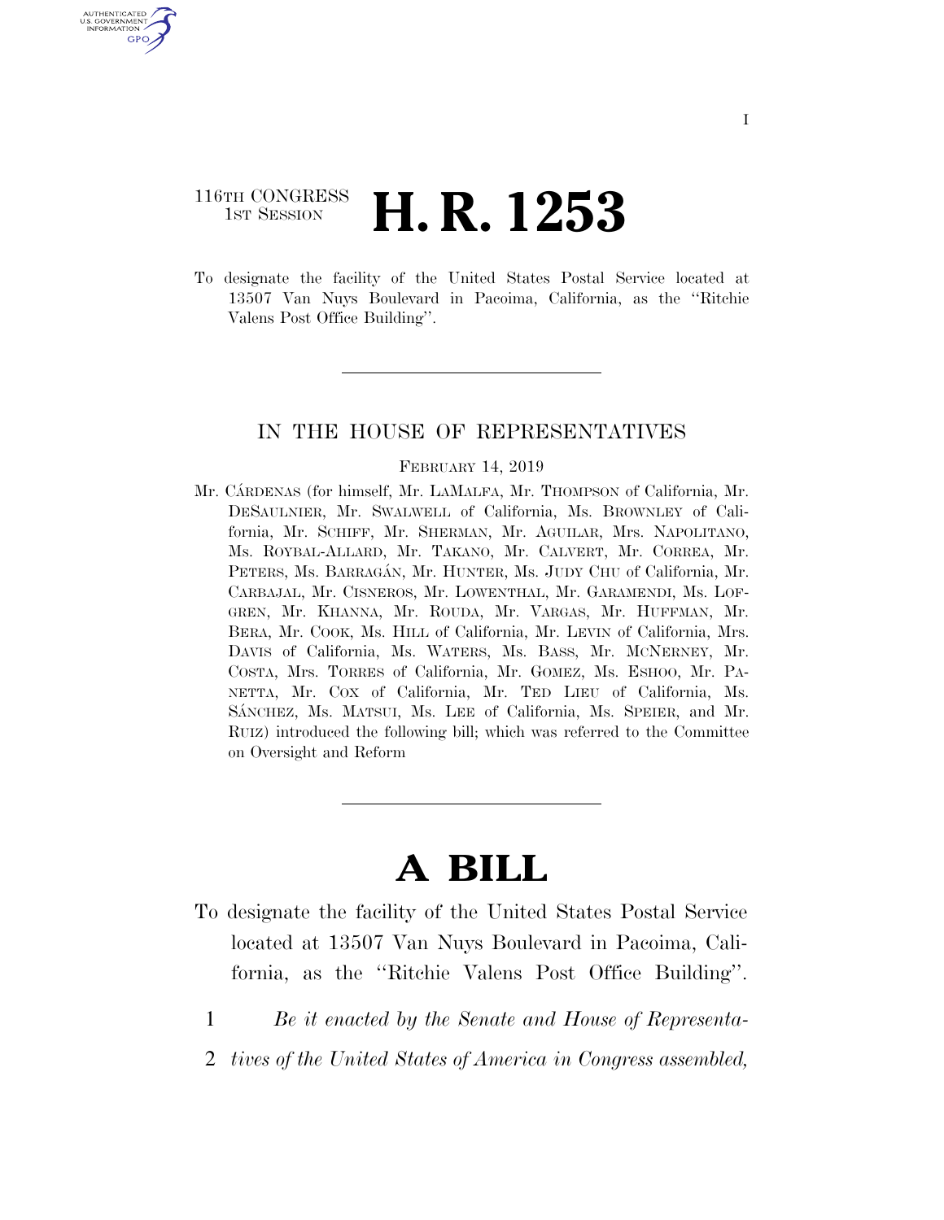I

116TH CONGRESS
1ST SESSION

# H. R. 1253

To designate the facility of the United States Postal Service located at 13507 Van Nuys Boulevard in Pacoima, California, as the ''Ritchie Valens Post Office Building''.

IN THE HOUSE OF REPRESENTATIVES

FEBRUARY 14, 2019

Mr. CÁRDENAS (for himself, Mr. LAMALFA, Mr. THOMPSON of California, Mr. DESAULNIER, Mr. SWALWELL of California, Ms. BROWNLEY of California, Mr. SCHIFF, Mr. SHERMAN, Mr. AGUILAR, Mrs. NAPOLITANO, Ms. ROYBAL-ALLARD, Mr. TAKANO, Mr. CALVERT, Mr. CORREA, Mr. PETERS, Ms. BARRAGÁN, Mr. HUNTER, Ms. JUDY CHU of California, Mr. CARBAJAL, Mr. CISNEROS, Mr. LOWENTHAL, Mr. GARAMENDI, Ms. LOFGREN, Mr. KHANNA, Mr. ROUDA, Mr. VARGAS, Mr. HUFFMAN, Mr. BERA, Mr. COOK, Ms. HILL of California, Mr. LEVIN of California, Mrs. DAVIS of California, Ms. WATERS, Ms. BASS, Mr. MCNERNEY, Mr. COSTA, Mrs. TORRES of California, Mr. GOMEZ, Ms. ESHOO, Mr. PANETTA, Mr. COX of California, Mr. TED LIEU of California, Ms. SÁNCHEZ, Ms. MATSUI, Ms. LEE of California, Ms. SPEIER, and Mr. RUIZ) introduced the following bill; which was referred to the Committee on Oversight and Reform

# A BILL

To designate the facility of the United States Postal Service located at 13507 Van Nuys Boulevard in Pacoima, California, as the ''Ritchie Valens Post Office Building''.

1 *Be it enacted by the Senate and House of Representa-*
2 *tives of the United States of America in Congress assembled,*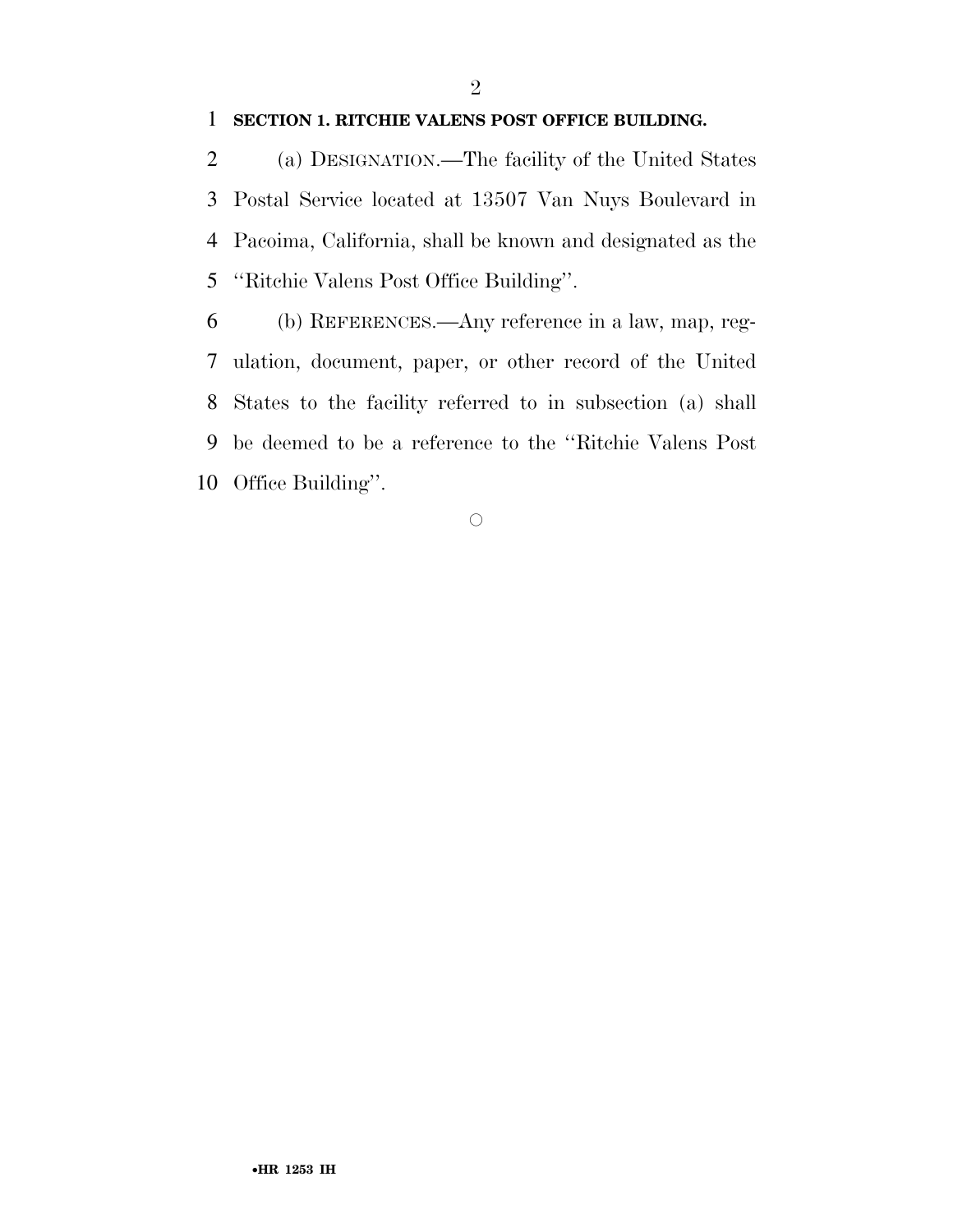**SECTION 1. RITCHIE VALENS POST OFFICE BUILDING.**

(a) DESIGNATION.—The facility of the United States Postal Service located at 13507 Van Nuys Boulevard in Pacoima, California, shall be known and designated as the ''Ritchie Valens Post Office Building''.

(b) REFERENCES.—Any reference in a law, map, regulation, document, paper, or other record of the United States to the facility referred to in subsection (a) shall be deemed to be a reference to the ''Ritchie Valens Post Office Building''.

○